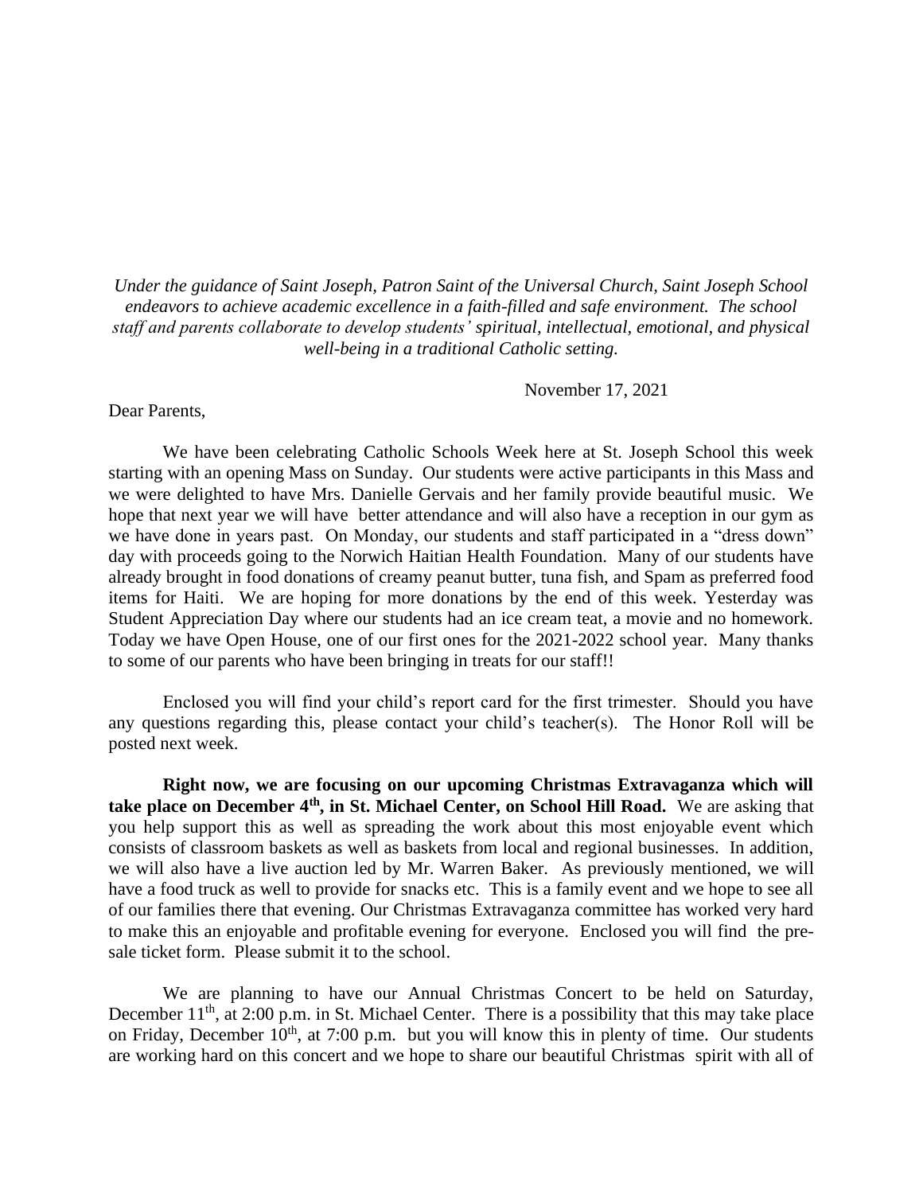*Under the guidance of Saint Joseph, Patron Saint of the Universal Church, Saint Joseph School endeavors to achieve academic excellence in a faith-filled and safe environment. The school staff and parents collaborate to develop students' spiritual, intellectual, emotional, and physical well-being in a traditional Catholic setting.*

November 17, 2021

Dear Parents,

We have been celebrating Catholic Schools Week here at St. Joseph School this week starting with an opening Mass on Sunday. Our students were active participants in this Mass and we were delighted to have Mrs. Danielle Gervais and her family provide beautiful music. We hope that next year we will have better attendance and will also have a reception in our gym as we have done in years past. On Monday, our students and staff participated in a "dress down" day with proceeds going to the Norwich Haitian Health Foundation. Many of our students have already brought in food donations of creamy peanut butter, tuna fish, and Spam as preferred food items for Haiti. We are hoping for more donations by the end of this week. Yesterday was Student Appreciation Day where our students had an ice cream teat, a movie and no homework. Today we have Open House, one of our first ones for the 2021-2022 school year. Many thanks to some of our parents who have been bringing in treats for our staff!!

Enclosed you will find your child's report card for the first trimester. Should you have any questions regarding this, please contact your child's teacher(s). The Honor Roll will be posted next week.

**Right now, we are focusing on our upcoming Christmas Extravaganza which will take place on December 4th, in St. Michael Center, on School Hill Road.** We are asking that you help support this as well as spreading the work about this most enjoyable event which consists of classroom baskets as well as baskets from local and regional businesses. In addition, we will also have a live auction led by Mr. Warren Baker. As previously mentioned, we will have a food truck as well to provide for snacks etc. This is a family event and we hope to see all of our families there that evening. Our Christmas Extravaganza committee has worked very hard to make this an enjoyable and profitable evening for everyone. Enclosed you will find the pre-sale ticket form. Please submit it to the school.

We are planning to have our Annual Christmas Concert to be held on Saturday, December 11th, at 2:00 p.m. in St. Michael Center. There is a possibility that this may take place on Friday, December 10th, at 7:00 p.m. but you will know this in plenty of time. Our students are working hard on this concert and we hope to share our beautiful Christmas spirit with all of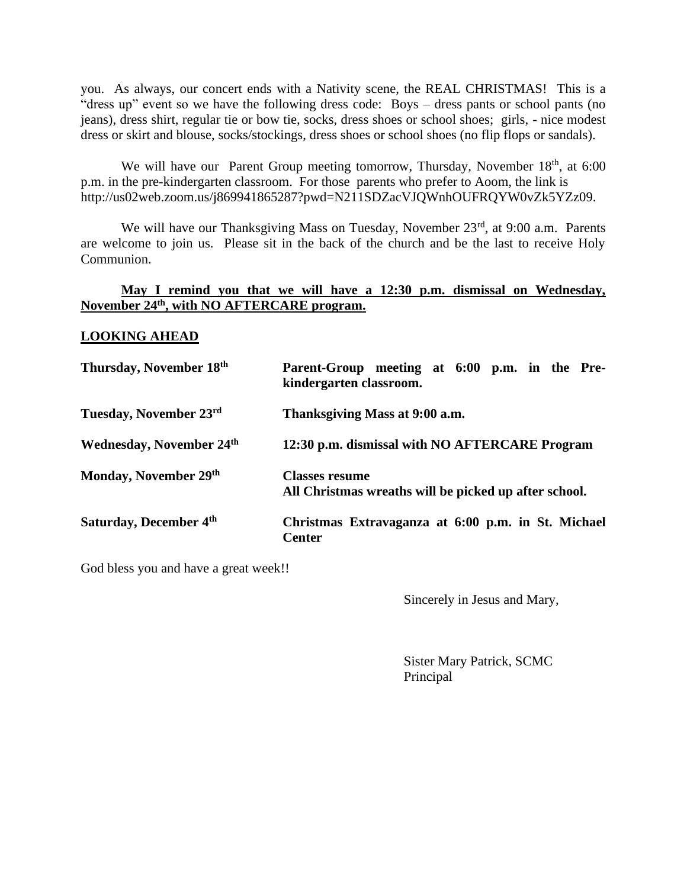you. As always, our concert ends with a Nativity scene, the REAL CHRISTMAS! This is a "dress up" event so we have the following dress code: Boys – dress pants or school pants (no jeans), dress shirt, regular tie or bow tie, socks, dress shoes or school shoes; girls, - nice modest dress or skirt and blouse, socks/stockings, dress shoes or school shoes (no flip flops or sandals).

We will have our Parent Group meeting tomorrow, Thursday, November 18th, at 6:00 p.m. in the pre-kindergarten classroom. For those parents who prefer to Aoom, the link is http://us02web.zoom.us/j869941865287?pwd=N211SDZacVJQWnhOUFRQYW0vZk5YZz09.

We will have our Thanksgiving Mass on Tuesday, November 23rd, at 9:00 a.m. Parents are welcome to join us. Please sit in the back of the church and be the last to receive Holy Communion.

**May I remind you that we will have a 12:30 p.m. dismissal on Wednesday, November 24th, with NO AFTERCARE program.**

**LOOKING AHEAD**

| | |
|---|---|
| **Thursday, November 18th** | **Parent-Group meeting at 6:00 p.m. in the Pre-kindergarten classroom.** |
| **Tuesday, November 23rd** | **Thanksgiving Mass at 9:00 a.m.** |
| **Wednesday, November 24th** | **12:30 p.m. dismissal with NO AFTERCARE Program** |
| **Monday, November 29th** | **Classes resume**<br>**All Christmas wreaths will be picked up after school.** |
| **Saturday, December 4th** | **Christmas Extravaganza at 6:00 p.m. in St. Michael Center** |

God bless you and have a great week!!

Sincerely in Jesus and Mary,

Sister Mary Patrick, SCMC
Principal